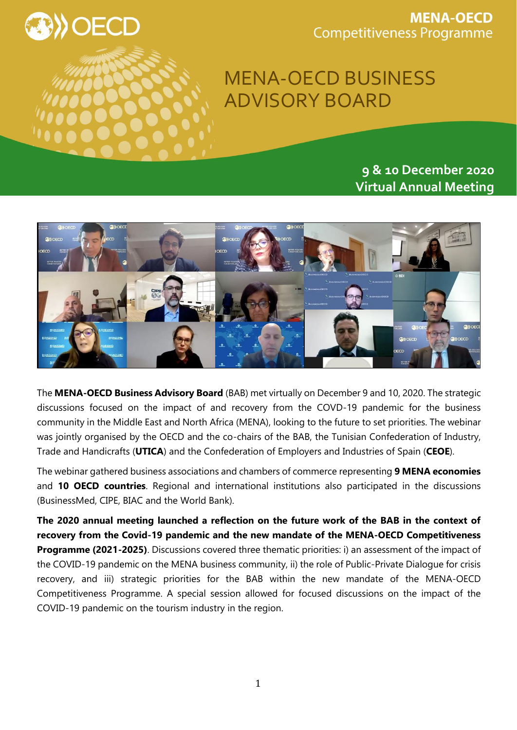**MENA-OECD Competitiveness Programme**

# MENA-OECD BUSINESS ADVISORY BOARD

**9 & 10 December 2020**
**Virtual Annual Meeting**

The **MENA-OECD Business Advisory Board** (BAB) met virtually on December 9 and 10, 2020. The strategic discussions focused on the impact of and recovery from the COVD-19 pandemic for the business community in the Middle East and North Africa (MENA), looking to the future to set priorities. The webinar was jointly organised by the OECD and the co-chairs of the BAB, the Tunisian Confederation of Industry, Trade and Handicrafts (**UTICA**) and the Confederation of Employers and Industries of Spain (**CEOE**).

The webinar gathered business associations and chambers of commerce representing **9 MENA economies** and **10 OECD countries**. Regional and international institutions also participated in the discussions (BusinessMed, CIPE, BIAC and the World Bank).

**The 2020 annual meeting launched a reflection on the future work of the BAB in the context of recovery from the Covid-19 pandemic and the new mandate of the MENA-OECD Competitiveness Programme (2021-2025)**. Discussions covered three thematic priorities: i) an assessment of the impact of the COVID-19 pandemic on the MENA business community, ii) the role of Public-Private Dialogue for crisis recovery, and iii) strategic priorities for the BAB within the new mandate of the MENA-OECD Competitiveness Programme. A special session allowed for focused discussions on the impact of the COVID-19 pandemic on the tourism industry in the region.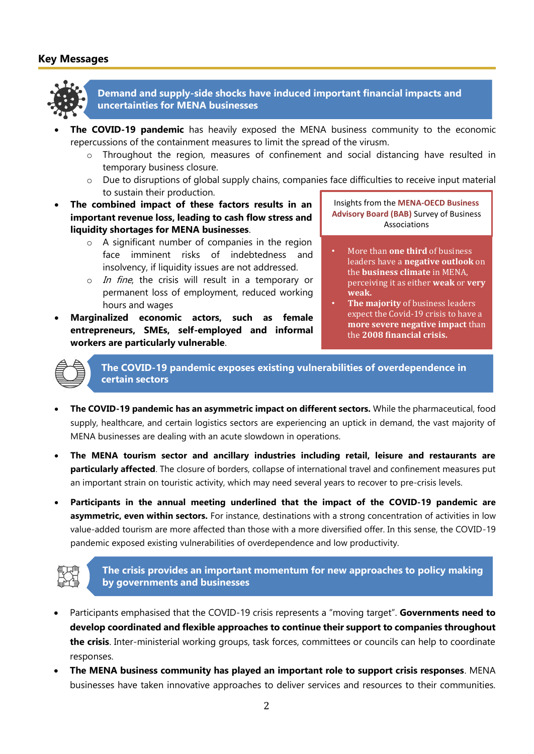## Key Messages

### Demand and supply-side shocks have induced important financial impacts and uncertainties for MENA businesses

- **The COVID-19 pandemic** has heavily exposed the MENA business community to the economic repercussions of the containment measures to limit the spread of the virusm.
  - Throughout the region, measures of confinement and social distancing have resulted in temporary business closure.
  - Due to disruptions of global supply chains, companies face difficulties to receive input material to sustain their production.
- **The combined impact of these factors results in an important revenue loss, leading to cash flow stress and liquidity shortages for MENA businesses**.
  - A significant number of companies in the region face imminent risks of indebtedness and insolvency, if liquidity issues are not addressed.
  - *In fine*, the crisis will result in a temporary or permanent loss of employment, reduced working hours and wages
- **Marginalized economic actors, such as female entrepreneurs, SMEs, self-employed and informal workers are particularly vulnerable**.

> Insights from the **MENA-OECD Business Advisory Board (BAB)** Survey of Business Associations
>
> - More than **one third** of business leaders have a **negative outlook** on the **business climate** in MENA, perceiving it as either **weak** or **very weak.**
> - **The majority** of business leaders expect the Covid-19 crisis to have a **more severe negative impact** than the **2008 financial crisis.**

### The COVID-19 pandemic exposes existing vulnerabilities of overdependence in certain sectors

- **The COVID-19 pandemic has an asymmetric impact on different sectors.** While the pharmaceutical, food supply, healthcare, and certain logistics sectors are experiencing an uptick in demand, the vast majority of MENA businesses are dealing with an acute slowdown in operations.
- **The MENA tourism sector and ancillary industries including retail, leisure and restaurants are particularly affected**. The closure of borders, collapse of international travel and confinement measures put an important strain on touristic activity, which may need several years to recover to pre-crisis levels.
- **Participants in the annual meeting underlined that the impact of the COVID-19 pandemic are asymmetric, even within sectors.** For instance, destinations with a strong concentration of activities in low value-added tourism are more affected than those with a more diversified offer. In this sense, the COVID-19 pandemic exposed existing vulnerabilities of overdependence and low productivity.

### The crisis provides an important momentum for new approaches to policy making by governments and businesses

- Participants emphasised that the COVID-19 crisis represents a "moving target". **Governments need to develop coordinated and flexible approaches to continue their support to companies throughout the crisis**. Inter-ministerial working groups, task forces, committees or councils can help to coordinate responses.
- **The MENA business community has played an important role to support crisis responses**. MENA businesses have taken innovative approaches to deliver services and resources to their communities.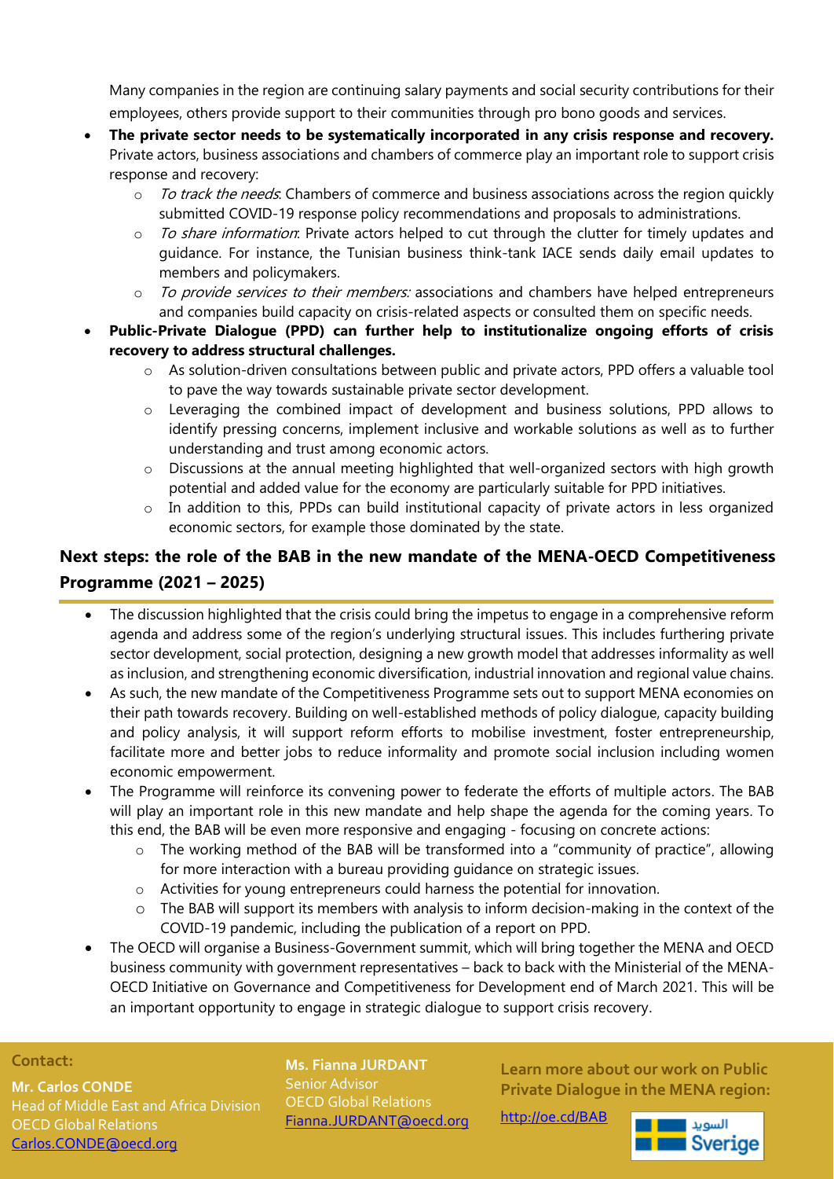Many companies in the region are continuing salary payments and social security contributions for their employees, others provide support to their communities through pro bono goods and services.

- **The private sector needs to be systematically incorporated in any crisis response and recovery.** Private actors, business associations and chambers of commerce play an important role to support crisis response and recovery:
  - *To track the needs*: Chambers of commerce and business associations across the region quickly submitted COVID-19 response policy recommendations and proposals to administrations.
  - *To share information*: Private actors helped to cut through the clutter for timely updates and guidance. For instance, the Tunisian business think-tank IACE sends daily email updates to members and policymakers.
  - *To provide services to their members:* associations and chambers have helped entrepreneurs and companies build capacity on crisis-related aspects or consulted them on specific needs.
- **Public-Private Dialogue (PPD) can further help to institutionalize ongoing efforts of crisis recovery to address structural challenges.**
  - As solution-driven consultations between public and private actors, PPD offers a valuable tool to pave the way towards sustainable private sector development.
  - Leveraging the combined impact of development and business solutions, PPD allows to identify pressing concerns, implement inclusive and workable solutions as well as to further understanding and trust among economic actors.
  - Discussions at the annual meeting highlighted that well-organized sectors with high growth potential and added value for the economy are particularly suitable for PPD initiatives.
  - In addition to this, PPDs can build institutional capacity of private actors in less organized economic sectors, for example those dominated by the state.

## Next steps: the role of the BAB in the new mandate of the MENA-OECD Competitiveness Programme (2021 – 2025)

- The discussion highlighted that the crisis could bring the impetus to engage in a comprehensive reform agenda and address some of the region's underlying structural issues. This includes furthering private sector development, social protection, designing a new growth model that addresses informality as well as inclusion, and strengthening economic diversification, industrial innovation and regional value chains.
- As such, the new mandate of the Competitiveness Programme sets out to support MENA economies on their path towards recovery. Building on well-established methods of policy dialogue, capacity building and policy analysis, it will support reform efforts to mobilise investment, foster entrepreneurship, facilitate more and better jobs to reduce informality and promote social inclusion including women economic empowerment.
- The Programme will reinforce its convening power to federate the efforts of multiple actors. The BAB will play an important role in this new mandate and help shape the agenda for the coming years. To this end, the BAB will be even more responsive and engaging - focusing on concrete actions:
  - The working method of the BAB will be transformed into a "community of practice", allowing for more interaction with a bureau providing guidance on strategic issues.
  - Activities for young entrepreneurs could harness the potential for innovation.
  - The BAB will support its members with analysis to inform decision-making in the context of the COVID-19 pandemic, including the publication of a report on PPD.
- The OECD will organise a Business-Government summit, which will bring together the MENA and OECD business community with government representatives – back to back with the Ministerial of the MENA-OECD Initiative on Governance and Competitiveness for Development end of March 2021. This will be an important opportunity to engage in strategic dialogue to support crisis recovery.

**Contact:**

**Mr. Carlos CONDE**
Head of Middle East and Africa Division
OECD Global Relations
Carlos.CONDE@oecd.org

**Ms. Fianna JURDANT**
Senior Advisor
OECD Global Relations
Fianna.JURDANT@oecd.org

**Learn more about our work on Public Private Dialogue in the MENA region:**
http://oe.cd/BAB

السويد Sverige